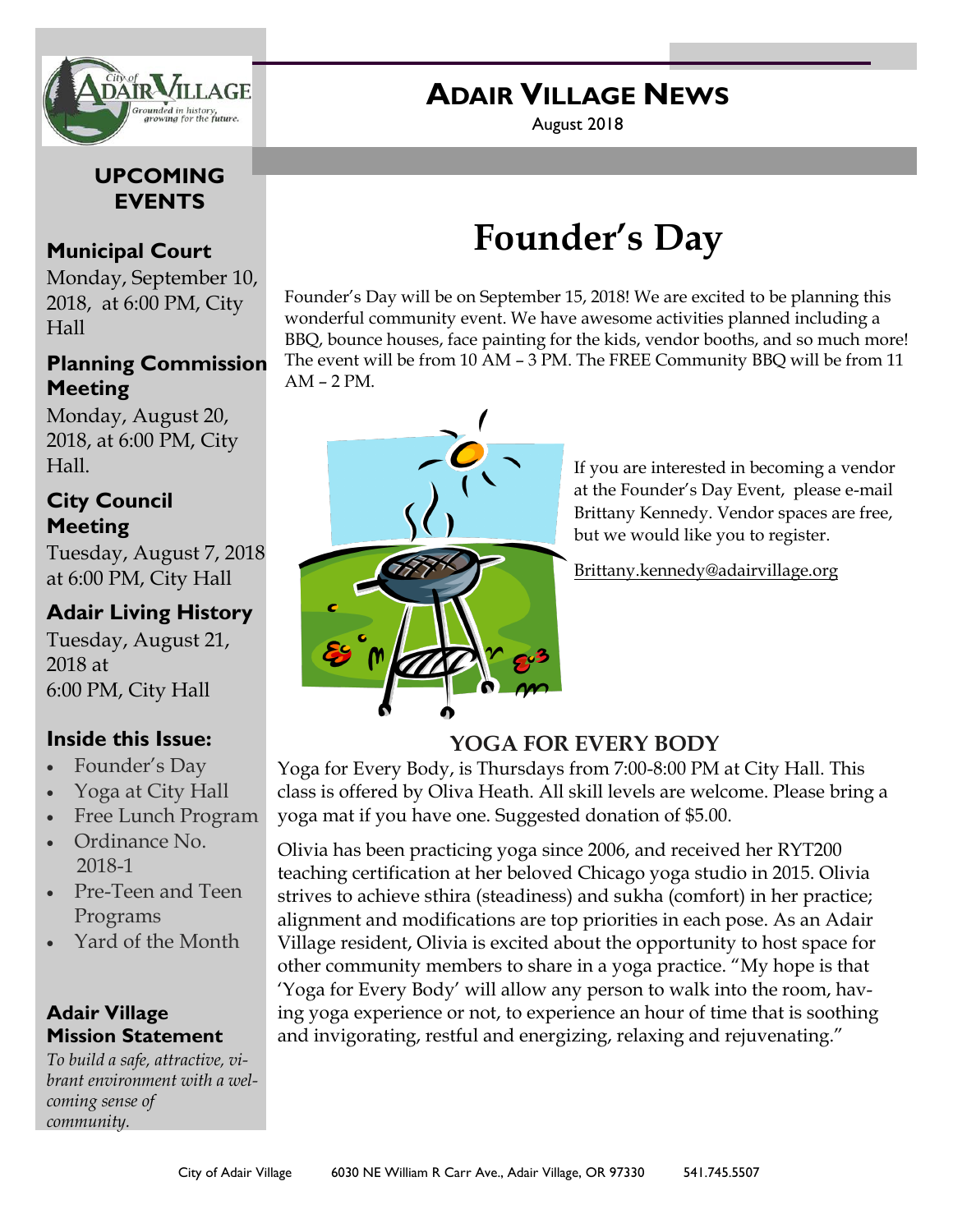# ADAIR VILLAGE NEWS

August 2018

## UPCOMING EVENTS

### Municipal Court

Monday, September 10, 2018, at 6:00 PM, City Hall

### Planning Commission Meeting

Monday, August 20, 2018, at 6:00 PM, City Hall.

### City Council Meeting

Tuesday, August 7, 2018 at 6:00 PM, City Hall

### Adair Living History

Tuesday, August 21, 2018 at 6:00 PM, City Hall

### Inside this Issue:

- Founder's Day
- Yoga at City Hall
- Free Lunch Program
- Ordinance No. 2018-1
- Pre-Teen and Teen Programs
- Yard of the Month

### Adair Village Mission Statement

*To build a safe, attractive, vibrant environment with a welcoming sense of community.*

# Founder's Day

Founder's Day will be on September 15, 2018! We are excited to be planning this wonderful community event. We have awesome activities planned including a BBQ, bounce houses, face painting for the kids, vendor booths, and so much more! The event will be from 10 AM – 3 PM. The FREE Community BBQ will be from 11 AM – 2 PM.

If you are interested in becoming a vendor at the Founder's Day Event, please e-mail Brittany Kennedy. Vendor spaces are free, but we would like you to register.

Brittany.kennedy@adairvillage.org

## YOGA FOR EVERY BODY

Yoga for Every Body, is Thursdays from 7:00-8:00 PM at City Hall. This class is offered by Oliva Heath. All skill levels are welcome. Please bring a yoga mat if you have one. Suggested donation of $5.00.

Olivia has been practicing yoga since 2006, and received her RYT200 teaching certification at her beloved Chicago yoga studio in 2015. Olivia strives to achieve sthira (steadiness) and sukha (comfort) in her practice; alignment and modifications are top priorities in each pose. As an Adair Village resident, Olivia is excited about the opportunity to host space for other community members to share in a yoga practice. "My hope is that 'Yoga for Every Body' will allow any person to walk into the room, having yoga experience or not, to experience an hour of time that is soothing and invigorating, restful and energizing, relaxing and rejuvenating."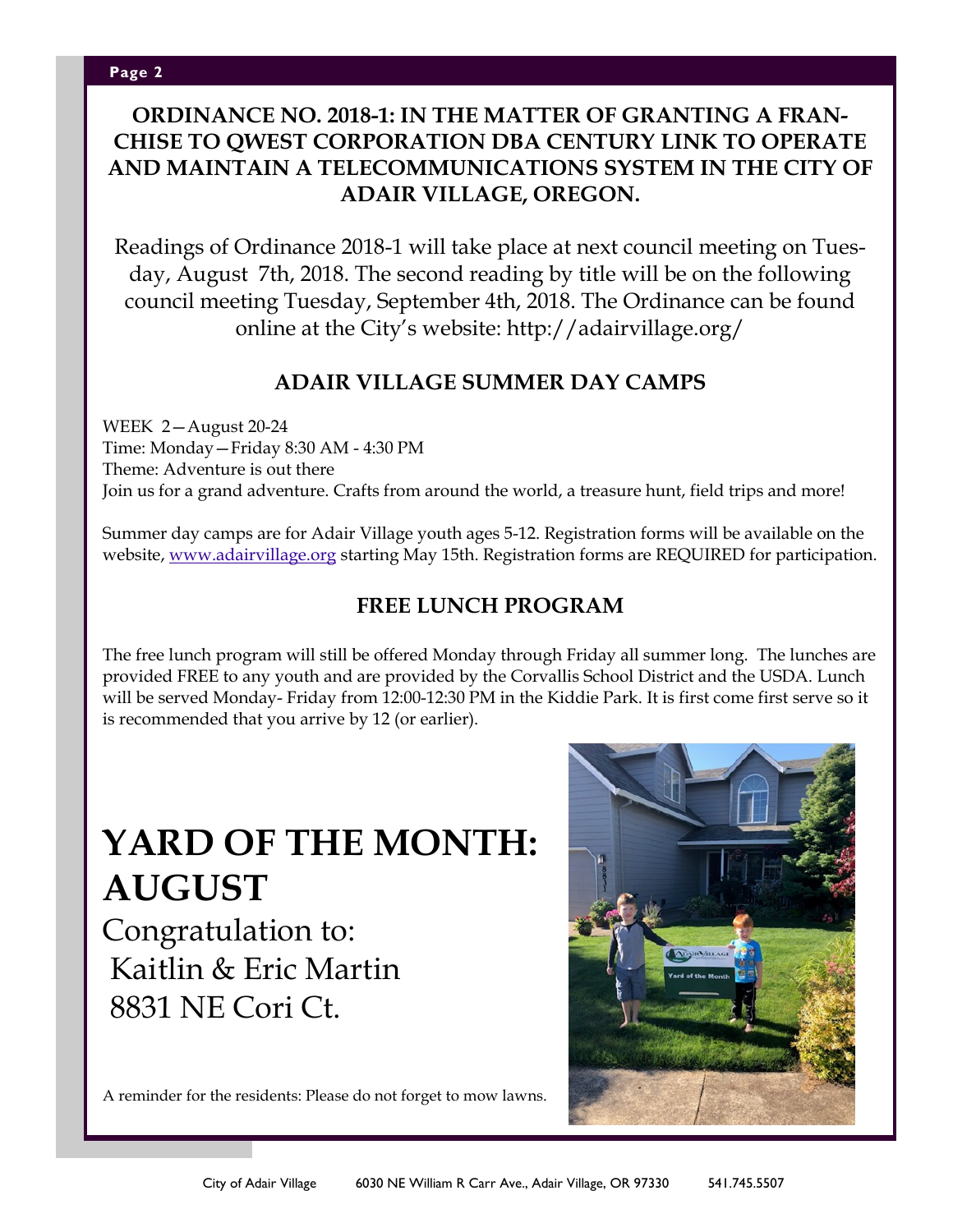## ORDINANCE NO. 2018-1: IN THE MATTER OF GRANTING A FRANCHISE TO QWEST CORPORATION DBA CENTURY LINK TO OPERATE AND MAINTAIN A TELECOMMUNICATIONS SYSTEM IN THE CITY OF ADAIR VILLAGE, OREGON.

Readings of Ordinance 2018-1 will take place at next council meeting on Tuesday, August 7th, 2018. The second reading by title will be on the following council meeting Tuesday, September 4th, 2018. The Ordinance can be found online at the City's website: http://adairvillage.org/

## ADAIR VILLAGE SUMMER DAY CAMPS

WEEK 2—August 20-24
Time: Monday—Friday 8:30 AM - 4:30 PM
Theme: Adventure is out there
Join us for a grand adventure. Crafts from around the world, a treasure hunt, field trips and more!

Summer day camps are for Adair Village youth ages 5-12. Registration forms will be available on the website, www.adairvillage.org starting May 15th. Registration forms are REQUIRED for participation.

## FREE LUNCH PROGRAM

The free lunch program will still be offered Monday through Friday all summer long. The lunches are provided FREE to any youth and are provided by the Corvallis School District and the USDA. Lunch will be served Monday- Friday from 12:00-12:30 PM in the Kiddie Park. It is first come first serve so it is recommended that you arrive by 12 (or earlier).

# YARD OF THE MONTH: AUGUST

Congratulation to:
Kaitlin & Eric Martin
8831 NE Cori Ct.

A reminder for the residents: Please do not forget to mow lawns.

City of Adair Village 6030 NE William R Carr Ave., Adair Village, OR 97330 541.745.5507